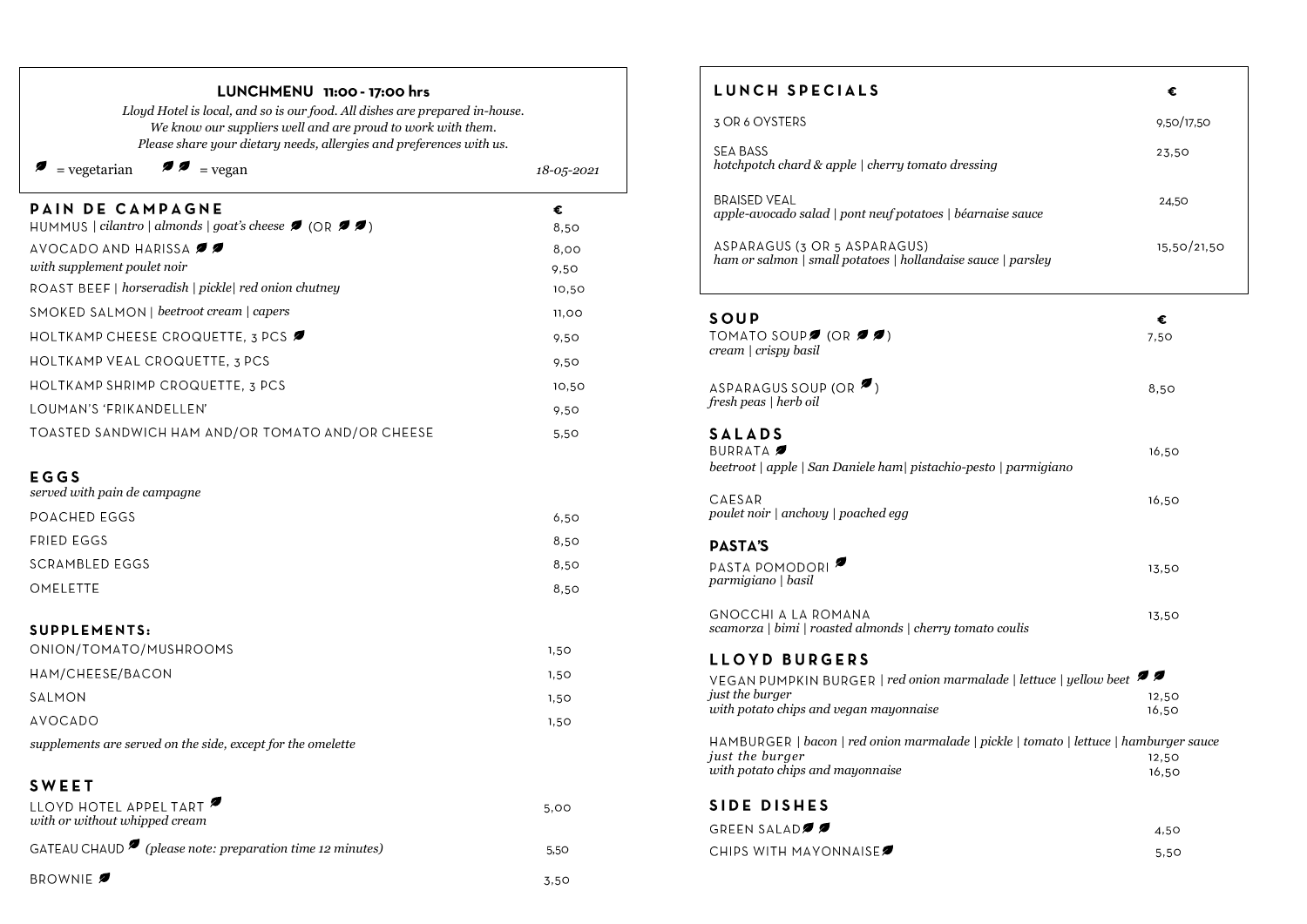# LUNCHMENU 11:00 - 17:00 hrs

*Lloyd Hotel is local, and so is our food. All dishes are prepared in-house.*
*We know our suppliers well and are proud to work with them.*
*Please share your dietary needs, allergies and preferences with us.*

🍃 = vegetarian 🍃🍃 = vegan

*18-05-2021*

## PAIN DE CAMPAGNE

| | € |
|---|---|
| HUMMUS \| *cilantro \| almonds \| goat's cheese* 🍃 (OR 🍃🍃) | 8,50 |
| AVOCADO AND HARISSA 🍃🍃 | 8,00 |
| *with supplement poulet noir* | 9,50 |
| ROAST BEEF \| *horseradish \| pickle\| red onion chutney* | 10,50 |
| SMOKED SALMON \| *beetroot cream \| capers* | 11,00 |
| HOLTKAMP CHEESE CROQUETTE, 3 PCS 🍃 | 9,50 |
| HOLTKAMP VEAL CROQUETTE, 3 PCS | 9,50 |
| HOLTKAMP SHRIMP CROQUETTE, 3 PCS | 10,50 |
| LOUMAN'S 'FRIKANDELLEN' | 9,50 |
| TOASTED SANDWICH HAM AND/OR TOMATO AND/OR CHEESE | 5,50 |

## EGGS

*served with pain de campagne*

| | |
|---|---|
| POACHED EGGS | 6,50 |
| FRIED EGGS | 8,50 |
| SCRAMBLED EGGS | 8,50 |
| OMELETTE | 8,50 |

## SUPPLEMENTS:

| | |
|---|---|
| ONION/TOMATO/MUSHROOMS | 1,50 |
| HAM/CHEESE/BACON | 1,50 |
| SALMON | 1,50 |
| AVOCADO | 1,50 |

*supplements are served on the side, except for the omelette*

## SWEET

| | |
|---|---|
| LLOYD HOTEL APPEL TART 🍃 *with or without whipped cream* | 5,00 |
| GATEAU CHAUD 🍃 *(please note: preparation time 12 minutes)* | 5,50 |
| BROWNIE 🍃 | 3,50 |

## LUNCH SPECIALS

| | € |
|---|---|
| 3 OR 6 OYSTERS | 9,50/17,50 |
| SEA BASS *hotchpotch chard & apple \| cherry tomato dressing* | 23,50 |
| BRAISED VEAL *apple-avocado salad \| pont neuf potatoes \| béarnaise sauce* | 24,50 |
| ASPARAGUS (3 OR 5 ASPARAGUS) *ham or salmon \| small potatoes \| hollandaise sauce \| parsley* | 15,50/21,50 |

## SOUP

| | € |
|---|---|
| TOMATO SOUP 🍃 (OR 🍃🍃) *cream \| crispy basil* | 7,50 |
| ASPARAGUS SOUP (OR 🍃) *fresh peas \| herb oil* | 8,50 |

## SALADS

| | |
|---|---|
| BURRATA 🍃 *beetroot \| apple \| San Daniele ham\| pistachio-pesto \| parmigiano* | 16,50 |
| CAESAR *poulet noir \| anchovy \| poached egg* | 16,50 |

## PASTA'S

| | |
|---|---|
| PASTA POMODORI 🍃 *parmigiano \| basil* | 13,50 |
| GNOCCHI A LA ROMANA *scamorza \| bimi \| roasted almonds \| cherry tomato coulis* | 13,50 |

## LLOYD BURGERS

VEGAN PUMPKIN BURGER | *red onion marmalade | lettuce | yellow beet* 🍃🍃

| | |
|---|---|
| *just the burger* | 12,50 |
| *with potato chips and vegan mayonnaise* | 16,50 |

HAMBURGER | *bacon | red onion marmalade | pickle | tomato | lettuce | hamburger sauce*

| | |
|---|---|
| *just the burger* | 12,50 |
| *with potato chips and mayonnaise* | 16,50 |

## SIDE DISHES

| | |
|---|---|
| GREEN SALAD 🍃🍃 | 4,50 |
| CHIPS WITH MAYONNAISE 🍃 | 5,50 |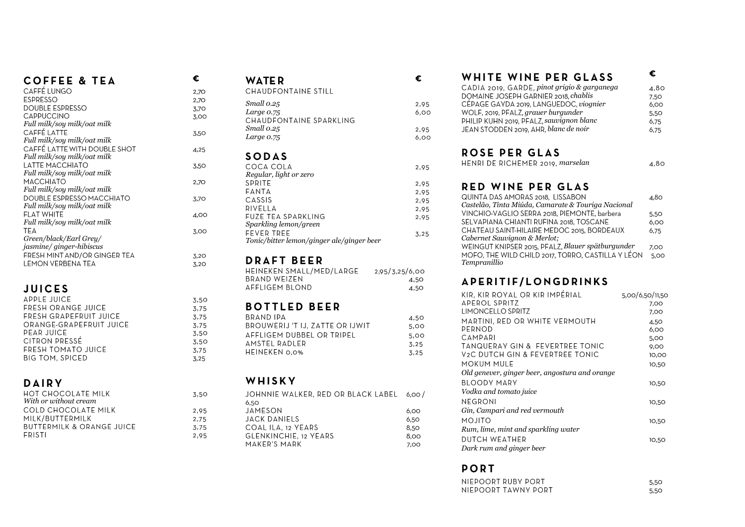## COFFEE & TEA

| | € |
|---|---|
| CAFFÉ LUNGO | 2,70 |
| ESPRESSO | 2,70 |
| DOUBLE ESPRESSO | 3,70 |
| CAPPUCCINO<br>*Full milk/soy milk/oat milk* | 3,00 |
| CAFFÉ LATTE<br>*Full milk/soy milk/oat milk* | 3,50 |
| CAFFÉ LATTE WITH DOUBLE SHOT<br>*Full milk/soy milk/oat milk* | 4,25 |
| LATTE MACCHIATO<br>*Full milk/soy milk/oat milk* | 3,50 |
| MACCHIATO<br>*Full milk/soy milk/oat milk* | 2,70 |
| DOUBLE ESPRESSO MACCHIATO<br>*Full milk/soy milk/oat milk* | 3,70 |
| FLAT WHITE<br>*Full milk/soy milk/oat milk* | 4,00 |
| TEA<br>*Green/black/Earl Grey/ jasmine/ ginger-hibiscus* | 3,00 |
| FRESH MINT AND/OR GINGER TEA | 3,20 |
| LEMON VERBENA TEA | 3,20 |

## JUICES

| | |
|---|---|
| APPLE JUICE | 3,50 |
| FRESH ORANGE JUICE | 3,75 |
| FRESH GRAPEFRUIT JUICE | 3,75 |
| ORANGE-GRAPEFRUIT JUICE | 3,75 |
| PEAR JUICE | 3,50 |
| CITRON PRESSÉ | 3,50 |
| FRESH TOMATO JUICE | 3,75 |
| BIG TOM, SPICED | 3,25 |

## DAIRY

| | |
|---|---|
| HOT CHOCOLATE MILK<br>*With or without cream* | 3,50 |
| COLD CHOCOLATE MILK | 2,95 |
| MILK/BUTTERMILK | 2,75 |
| BUTTERMILK & ORANGE JUICE | 3,75 |
| FRISTI | 2,95 |

## WATER

| | € |
|---|---|
| CHAUDFONTAINE STILL | |
| *Small 0.25* | 2,95 |
| *Large 0.75* | 6,00 |
| CHAUDFONTAINE SPARKLING | |
| *Small 0.25* | 2,95 |
| *Large 0.75* | 6,00 |

## SODAS

| | |
|---|---|
| COCA COLA<br>*Regular, light or zero* | 2,95 |
| SPRITE | 2,95 |
| FANTA | 2,95 |
| CASSIS | 2,95 |
| RIVELLA | 2,95 |
| FUZE TEA SPARKLING<br>*Sparkling lemon/green* | 2,95 |
| FEVER TREE<br>*Tonic/bitter lemon/ginger ale/ginger beer* | 3,25 |

## DRAFT BEER

| | |
|---|---|
| HEINEKEN SMALL/MED/LARGE | 2,95/3,25/6,00 |
| BRAND WEIZEN | 4,50 |
| AFFLIGEM BLOND | 4,50 |

## BOTTLED BEER

| | |
|---|---|
| BRAND IPA | 4,50 |
| BROUWERIJ 'T IJ, ZATTE OR IJWIT | 5,00 |
| AFFLIGEM DUBBEL OR TRIPEL | 5,00 |
| AMSTEL RADLER | 3,25 |
| HEINEKEN 0,0% | 3,25 |

## WHISKY

| | |
|---|---|
| JOHNNIE WALKER, RED OR BLACK LABEL | 6,00 / 6,50 |
| JAMESON | 6,00 |
| JACK DANIELS | 6,50 |
| COAL ILA, 12 YEARS | 8,50 |
| GLENKINCHIE, 12 YEARS | 8,00 |
| MAKER'S MARK | 7,00 |

## WHITE WINE PER GLASS

| | € |
|---|---|
| CADIA 2019, GARDE, *pinot grigio & garganega* | 4,80 |
| DOMAINE JOSEPH GARNIER 2018, *chablis* | 7,50 |
| CÉPAGE GAYDA 2019, LANGUEDOC, *viognier* | 6,00 |
| WOLF, 2019, PFALZ, *grauer burgunder* | 5,50 |
| PHILIP KUHN 2019, PFALZ, *sauvignon blanc* | 6,75 |
| JEAN STODDEN 2019, AHR, *blanc de noir* | 6,75 |

## ROSE PER GLAS

| | |
|---|---|
| HENRI DE RICHEMER 2019, *marselan* | 4,80 |

## RED WINE PER GLAS

| | |
|---|---|
| QUINTA DAS AMORAS 2018, LISSABON<br>*Castelão, Tinta Miúda, Camarate & Touriga Nacional* | 4,80 |
| VINCHIO-VAGLIO SERRA 2018, PIEMONTE, barbera | 5,50 |
| SELVAPIANA CHIANTI RUFINA 2018, TOSCANE | 6,00 |
| CHATEAU SAINT-HILAIRE MEDOC 2015, BORDEAUX<br>*Cabernet Sauvignon & Merlot;* | 6,75 |
| WEINGUT KNIPSER 2015, PFALZ, *Blauer spätburgunder* | 7,00 |
| MOFO, THE WILD CHILD 2017, TORRO, CASTILLA Y LÉON<br>*Tempranillio* | 5,00 |

## APERITIF/LONGDRINKS

| | |
|---|---|
| KIR, KIR ROYAL OR KIR IMPÉRIAL | 5,00/6,50/11,50 |
| APEROL SPRITZ | 7,00 |
| LIMONCELLO SPRITZ | 7,00 |
| MARTINI, RED OR WHITE VERMOUTH | 4,50 |
| PERNOD | 6,00 |
| CAMPARI | 5,00 |
| TANQUERAY GIN & FEVERTREE TONIC | 9,00 |
| V2C DUTCH GIN & FEVERTREE TONIC | 10,00 |
| MOKUM MULE<br>*Old genever, ginger beer, angostura and orange* | 10,50 |
| BLOODY MARY<br>*Vodka and tomato juice* | 10,50 |
| NEGRONI<br>*Gin, Campari and red vermouth* | 10,50 |
| MOJITO<br>*Rum, lime, mint and sparkling water* | 10,50 |
| DUTCH WEATHER<br>*Dark rum and ginger beer* | 10,50 |

## PORT

| | |
|---|---|
| NIEPOORT RUBY PORT | 5,50 |
| NIEPOORT TAWNY PORT | 5,50 |